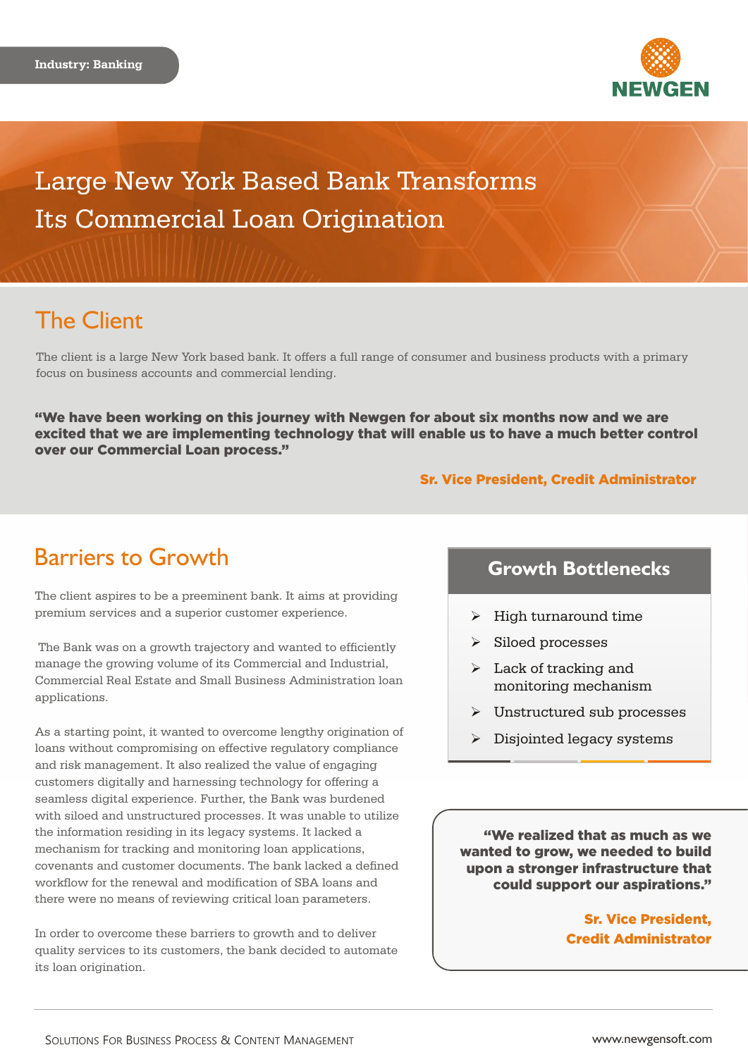Industry: Banking

NEWGEN

# Large New York Based Bank Transforms Its Commercial Loan Origination

## The Client

The client is a large New York based bank. It offers a full range of consumer and business products with a primary focus on business accounts and commercial lending.

**"We have been working on this journey with Newgen for about six months now and we are excited that we are implementing technology that will enable us to have a much better control over our Commercial Loan process."**

**Sr. Vice President, Credit Administrator**

## Barriers to Growth

The client aspires to be a preeminent bank. It aims at providing premium services and a superior customer experience.

The Bank was on a growth trajectory and wanted to efficiently manage the growing volume of its Commercial and Industrial, Commercial Real Estate and Small Business Administration loan applications.

As a starting point, it wanted to overcome lengthy origination of loans without compromising on effective regulatory compliance and risk management. It also realized the value of engaging customers digitally and harnessing technology for offering a seamless digital experience. Further, the Bank was burdened with siloed and unstructured processes. It was unable to utilize the information residing in its legacy systems. It lacked a mechanism for tracking and monitoring loan applications, covenants and customer documents. The bank lacked a defined workflow for the renewal and modification of SBA loans and there were no means of reviewing critical loan parameters.

In order to overcome these barriers to growth and to deliver quality services to its customers, the bank decided to automate its loan origination.

### Growth Bottlenecks

- High turnaround time
- Siloed processes
- Lack of tracking and monitoring mechanism
- Unstructured sub processes
- Disjointed legacy systems

**"We realized that as much as we wanted to grow, we needed to build upon a stronger infrastructure that could support our aspirations."**

**Sr. Vice President, Credit Administrator**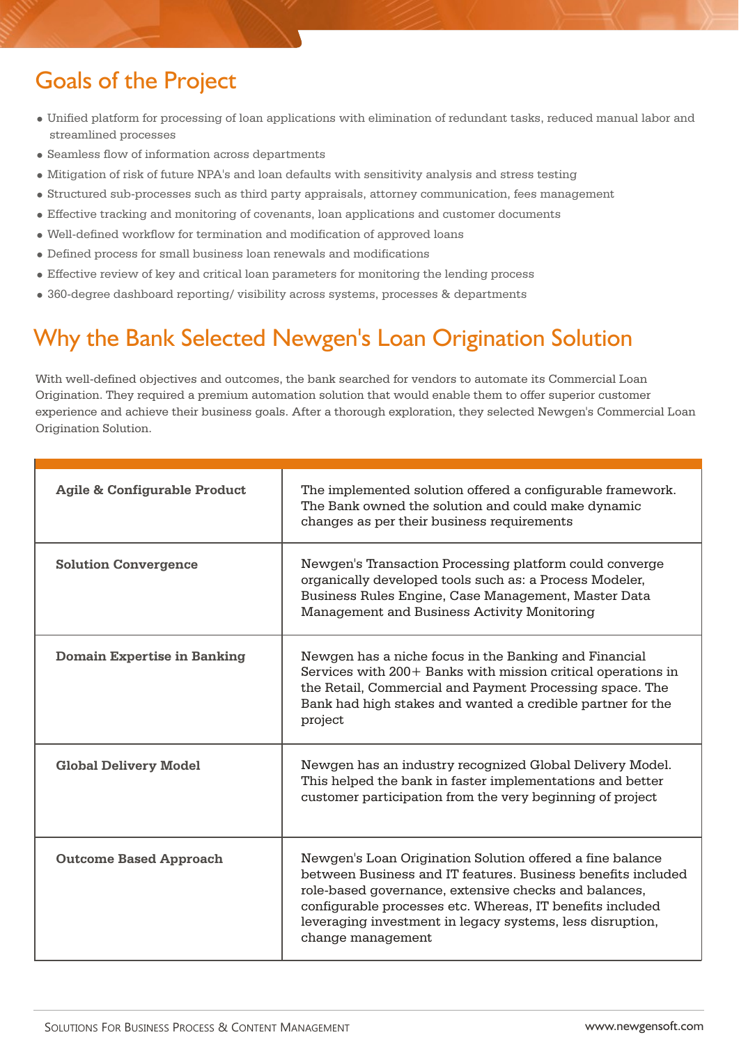## Goals of the Project

- Unified platform for processing of loan applications with elimination of redundant tasks, reduced manual labor and streamlined processes
- Seamless flow of information across departments
- Mitigation of risk of future NPA's and loan defaults with sensitivity analysis and stress testing
- Structured sub-processes such as third party appraisals, attorney communication, fees management
- Effective tracking and monitoring of covenants, loan applications and customer documents
- Well-defined workflow for termination and modification of approved loans
- Defined process for small business loan renewals and modifications
- Effective review of key and critical loan parameters for monitoring the lending process
- 360-degree dashboard reporting/ visibility across systems, processes & departments

## Why the Bank Selected Newgen's Loan Origination Solution

With well-defined objectives and outcomes, the bank searched for vendors to automate its Commercial Loan Origination. They required a premium automation solution that would enable them to offer superior customer experience and achieve their business goals. After a thorough exploration, they selected Newgen's Commercial Loan Origination Solution.

| | |
|---|---|
| **Agile & Configurable Product** | The implemented solution offered a configurable framework. The Bank owned the solution and could make dynamic changes as per their business requirements |
| **Solution Convergence** | Newgen's Transaction Processing platform could converge organically developed tools such as: a Process Modeler, Business Rules Engine, Case Management, Master Data Management and Business Activity Monitoring |
| **Domain Expertise in Banking** | Newgen has a niche focus in the Banking and Financial Services with 200+ Banks with mission critical operations in the Retail, Commercial and Payment Processing space. The Bank had high stakes and wanted a credible partner for the project |
| **Global Delivery Model** | Newgen has an industry recognized Global Delivery Model. This helped the bank in faster implementations and better customer participation from the very beginning of project |
| **Outcome Based Approach** | Newgen's Loan Origination Solution offered a fine balance between Business and IT features. Business benefits included role-based governance, extensive checks and balances, configurable processes etc. Whereas, IT benefits included leveraging investment in legacy systems, less disruption, change management |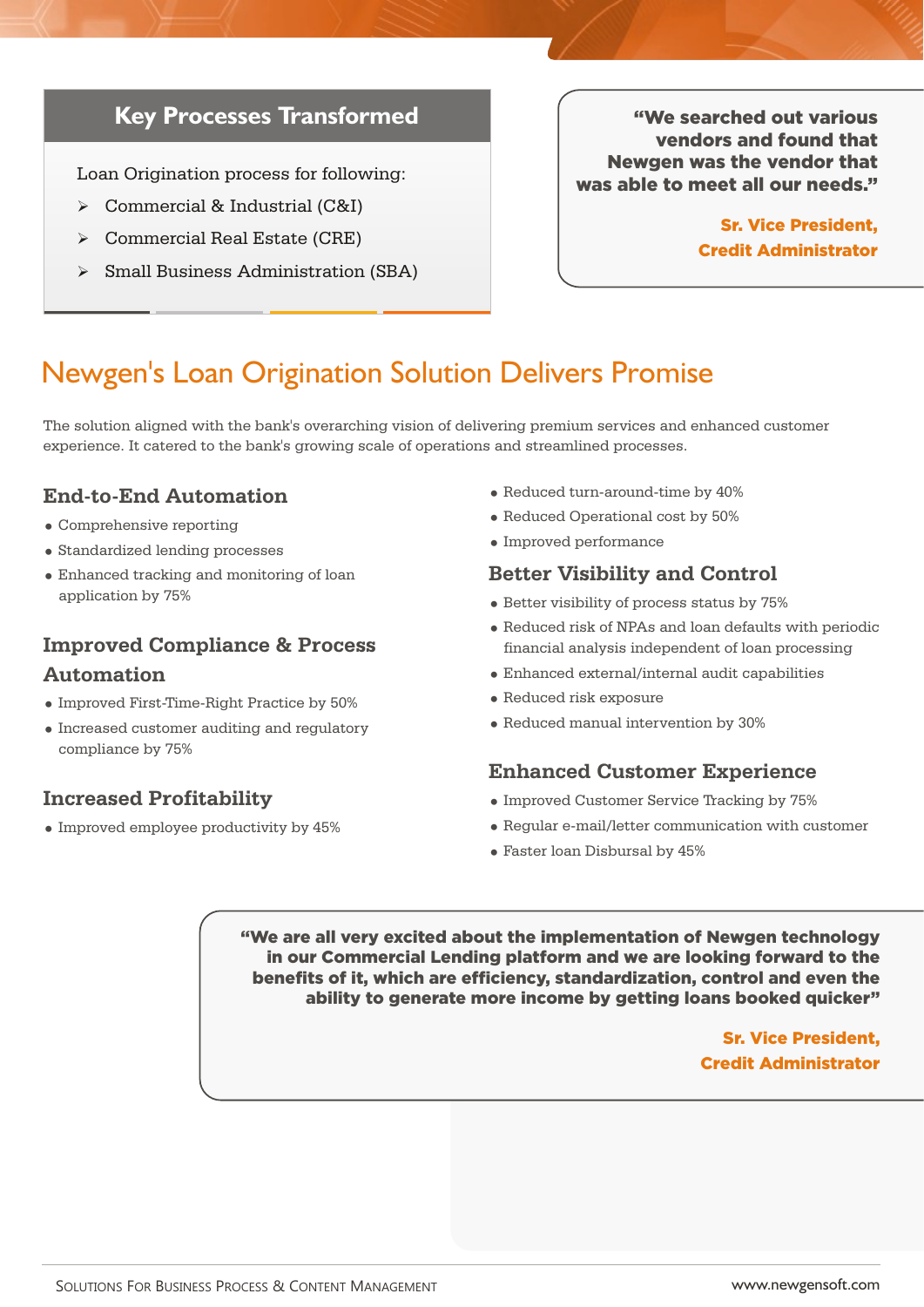## Key Processes Transformed

Loan Origination process for following:

- Commercial & Industrial (C&I)
- Commercial Real Estate (CRE)
- Small Business Administration (SBA)

> **"We searched out various vendors and found that Newgen was the vendor that was able to meet all our needs."**
>
> **Sr. Vice President, Credit Administrator**

# Newgen's Loan Origination Solution Delivers Promise

The solution aligned with the bank's overarching vision of delivering premium services and enhanced customer experience. It catered to the bank's growing scale of operations and streamlined processes.

### End-to-End Automation

- Comprehensive reporting
- Standardized lending processes
- Enhanced tracking and monitoring of loan application by 75%

### Improved Compliance & Process Automation

- Improved First-Time-Right Practice by 50%
- Increased customer auditing and regulatory compliance by 75%

### Increased Profitability

- Improved employee productivity by 45%
- Reduced turn-around-time by 40%
- Reduced Operational cost by 50%
- Improved performance

### Better Visibility and Control

- Better visibility of process status by 75%
- Reduced risk of NPAs and loan defaults with periodic financial analysis independent of loan processing
- Enhanced external/internal audit capabilities
- Reduced risk exposure
- Reduced manual intervention by 30%

### Enhanced Customer Experience

- Improved Customer Service Tracking by 75%
- Regular e-mail/letter communication with customer
- Faster loan Disbursal by 45%

> **"We are all very excited about the implementation of Newgen technology in our Commercial Lending platform and we are looking forward to the benefits of it, which are efficiency, standardization, control and even the ability to generate more income by getting loans booked quicker"**
>
> **Sr. Vice President, Credit Administrator**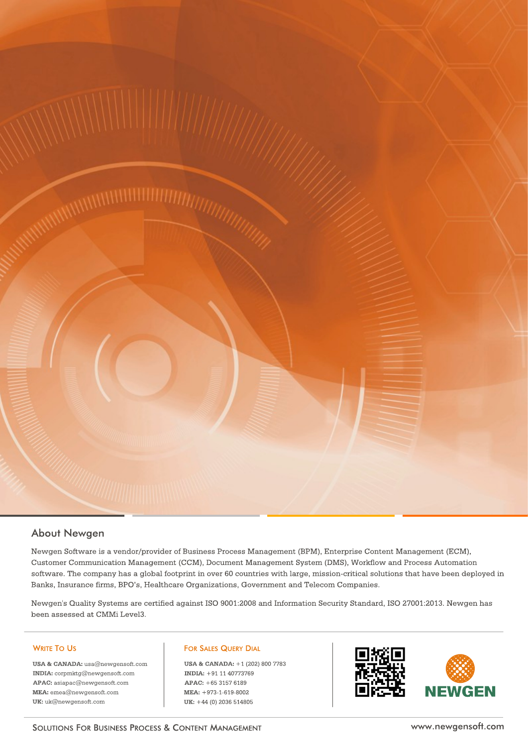## About Newgen

Newgen Software is a vendor/provider of Business Process Management (BPM), Enterprise Content Management (ECM), Customer Communication Management (CCM), Document Management System (DMS), Workflow and Process Automation software. The company has a global footprint in over 60 countries with large, mission-critical solutions that have been deployed in Banks, Insurance firms, BPO's, Healthcare Organizations, Government and Telecom Companies.

Newgen's Quality Systems are certified against ISO 9001:2008 and Information Security Standard, ISO 27001:2013. Newgen has been assessed at CMMi Level3.

### Write To Us

**USA & CANADA:** usa@newgensoft.com
**INDIA:** corpmktg@newgensoft.com
**APAC:** asiapac@newgensoft.com
**MEA:** emea@newgensoft.com
**UK:** uk@newgensoft.com

### For Sales Query Dial

**USA & CANADA:** +1 (202) 800 7783
**INDIA:** +91 11 40773769
**APAC:** +65 3157 6189
**MEA:** +973-1-619-8002
**UK:** +44 (0) 2036 514805

NEWGEN

Solutions For Business Process & Content Management

www.newgensoft.com